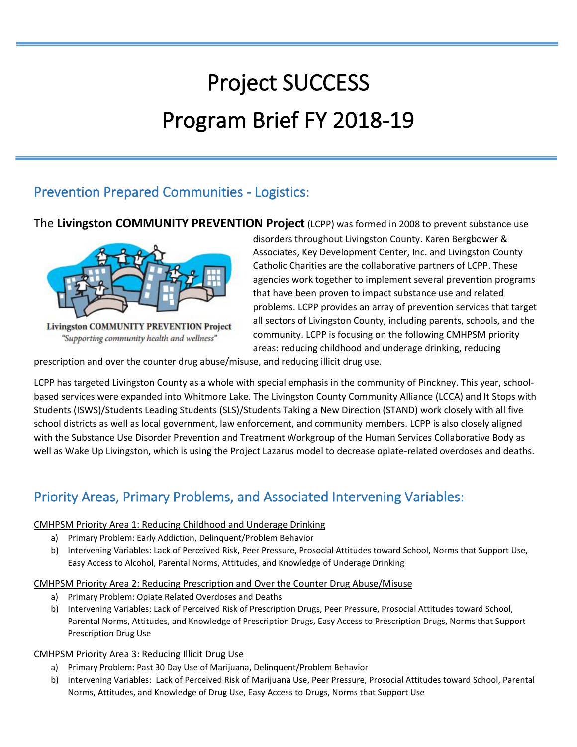# Project SUCCESS

# Program Brief FY 2018-19

## Prevention Prepared Communities - Logistics:

The **Livingston COMMUNITY PREVENTION Project** (LCPP) was formed in 2008 to prevent substance use disorders throughout Livingston County. Karen Bergbower & Associates, Key Development Center, Inc. and Livingston County Catholic Charities are the collaborative partners of LCPP. These agencies work together to implement several prevention programs that have been proven to impact substance use and related problems. LCPP provides an array of prevention services that target all sectors of Livingston County, including parents, schools, and the community. LCPP is focusing on the following CMHPSM priority areas: reducing childhood and underage drinking, reducing prescription and over the counter drug abuse/misuse, and reducing illicit drug use.

Livingston COMMUNITY PREVENTION Project
*"Supporting community health and wellness"*

LCPP has targeted Livingston County as a whole with special emphasis in the community of Pinckney. This year, school-based services were expanded into Whitmore Lake. The Livingston County Community Alliance (LCCA) and It Stops with Students (ISWS)/Students Leading Students (SLS)/Students Taking a New Direction (STAND) work closely with all five school districts as well as local government, law enforcement, and community members. LCPP is also closely aligned with the Substance Use Disorder Prevention and Treatment Workgroup of the Human Services Collaborative Body as well as Wake Up Livingston, which is using the Project Lazarus model to decrease opiate-related overdoses and deaths.

## Priority Areas, Primary Problems, and Associated Intervening Variables:

<u>CMHPSM Priority Area 1: Reducing Childhood and Underage Drinking</u>

a) Primary Problem: Early Addiction, Delinquent/Problem Behavior
b) Intervening Variables: Lack of Perceived Risk, Peer Pressure, Prosocial Attitudes toward School, Norms that Support Use, Easy Access to Alcohol, Parental Norms, Attitudes, and Knowledge of Underage Drinking

<u>CMHPSM Priority Area 2: Reducing Prescription and Over the Counter Drug Abuse/Misuse</u>

a) Primary Problem: Opiate Related Overdoses and Deaths
b) Intervening Variables: Lack of Perceived Risk of Prescription Drugs, Peer Pressure, Prosocial Attitudes toward School, Parental Norms, Attitudes, and Knowledge of Prescription Drugs, Easy Access to Prescription Drugs, Norms that Support Prescription Drug Use

<u>CMHPSM Priority Area 3: Reducing Illicit Drug Use</u>

a) Primary Problem: Past 30 Day Use of Marijuana, Delinquent/Problem Behavior
b) Intervening Variables: Lack of Perceived Risk of Marijuana Use, Peer Pressure, Prosocial Attitudes toward School, Parental Norms, Attitudes, and Knowledge of Drug Use, Easy Access to Drugs, Norms that Support Use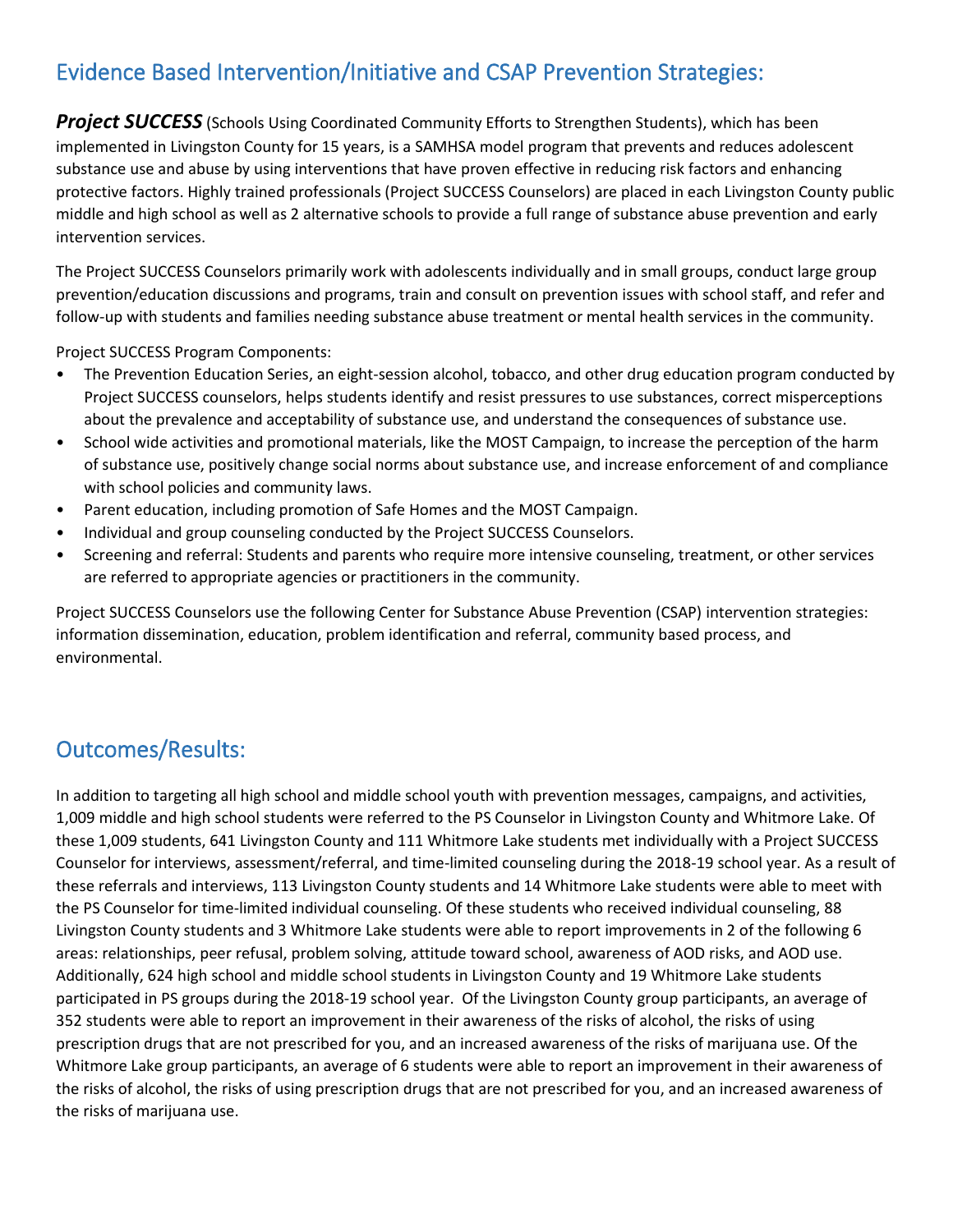## Evidence Based Intervention/Initiative and CSAP Prevention Strategies:

***Project SUCCESS*** (Schools Using Coordinated Community Efforts to Strengthen Students), which has been implemented in Livingston County for 15 years, is a SAMHSA model program that prevents and reduces adolescent substance use and abuse by using interventions that have proven effective in reducing risk factors and enhancing protective factors. Highly trained professionals (Project SUCCESS Counselors) are placed in each Livingston County public middle and high school as well as 2 alternative schools to provide a full range of substance abuse prevention and early intervention services.

The Project SUCCESS Counselors primarily work with adolescents individually and in small groups, conduct large group prevention/education discussions and programs, train and consult on prevention issues with school staff, and refer and follow-up with students and families needing substance abuse treatment or mental health services in the community.

Project SUCCESS Program Components:

- The Prevention Education Series, an eight-session alcohol, tobacco, and other drug education program conducted by Project SUCCESS counselors, helps students identify and resist pressures to use substances, correct misperceptions about the prevalence and acceptability of substance use, and understand the consequences of substance use.
- School wide activities and promotional materials, like the MOST Campaign, to increase the perception of the harm of substance use, positively change social norms about substance use, and increase enforcement of and compliance with school policies and community laws.
- Parent education, including promotion of Safe Homes and the MOST Campaign.
- Individual and group counseling conducted by the Project SUCCESS Counselors.
- Screening and referral: Students and parents who require more intensive counseling, treatment, or other services are referred to appropriate agencies or practitioners in the community.

Project SUCCESS Counselors use the following Center for Substance Abuse Prevention (CSAP) intervention strategies: information dissemination, education, problem identification and referral, community based process, and environmental.

## Outcomes/Results:

In addition to targeting all high school and middle school youth with prevention messages, campaigns, and activities, 1,009 middle and high school students were referred to the PS Counselor in Livingston County and Whitmore Lake. Of these 1,009 students, 641 Livingston County and 111 Whitmore Lake students met individually with a Project SUCCESS Counselor for interviews, assessment/referral, and time-limited counseling during the 2018-19 school year. As a result of these referrals and interviews, 113 Livingston County students and 14 Whitmore Lake students were able to meet with the PS Counselor for time-limited individual counseling. Of these students who received individual counseling, 88 Livingston County students and 3 Whitmore Lake students were able to report improvements in 2 of the following 6 areas: relationships, peer refusal, problem solving, attitude toward school, awareness of AOD risks, and AOD use. Additionally, 624 high school and middle school students in Livingston County and 19 Whitmore Lake students participated in PS groups during the 2018-19 school year. Of the Livingston County group participants, an average of 352 students were able to report an improvement in their awareness of the risks of alcohol, the risks of using prescription drugs that are not prescribed for you, and an increased awareness of the risks of marijuana use. Of the Whitmore Lake group participants, an average of 6 students were able to report an improvement in their awareness of the risks of alcohol, the risks of using prescription drugs that are not prescribed for you, and an increased awareness of the risks of marijuana use.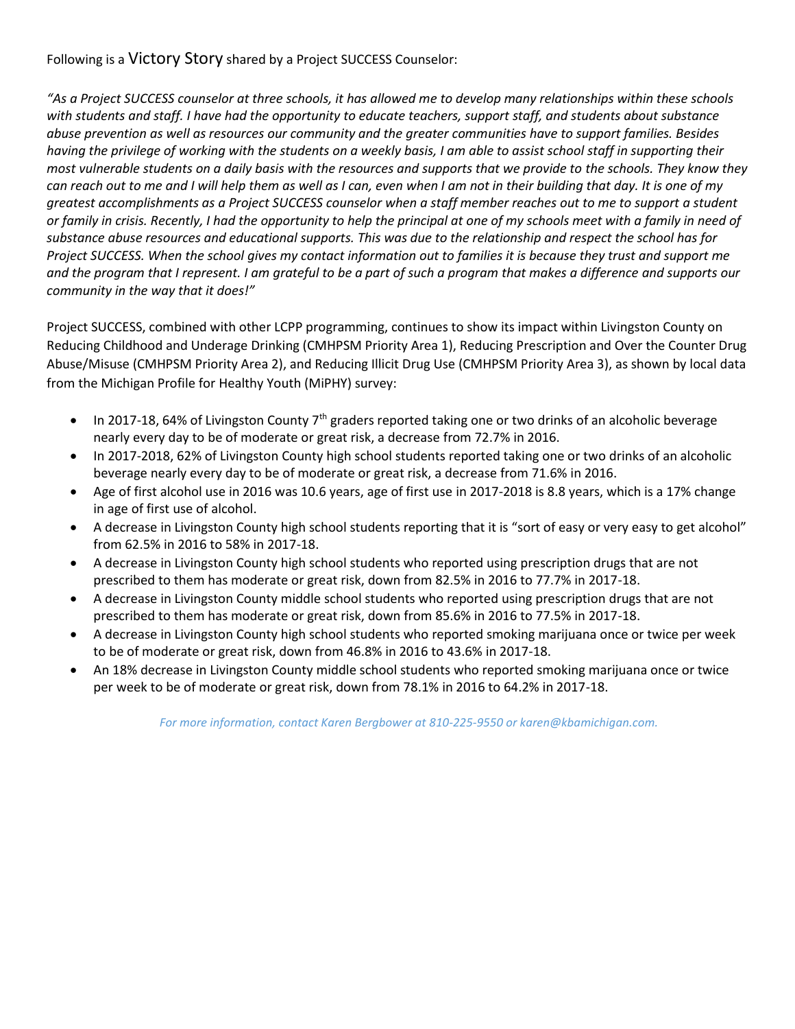Following is a Victory Story shared by a Project SUCCESS Counselor:

*"As a Project SUCCESS counselor at three schools, it has allowed me to develop many relationships within these schools with students and staff. I have had the opportunity to educate teachers, support staff, and students about substance abuse prevention as well as resources our community and the greater communities have to support families. Besides having the privilege of working with the students on a weekly basis, I am able to assist school staff in supporting their most vulnerable students on a daily basis with the resources and supports that we provide to the schools. They know they can reach out to me and I will help them as well as I can, even when I am not in their building that day. It is one of my greatest accomplishments as a Project SUCCESS counselor when a staff member reaches out to me to support a student or family in crisis. Recently, I had the opportunity to help the principal at one of my schools meet with a family in need of substance abuse resources and educational supports. This was due to the relationship and respect the school has for Project SUCCESS. When the school gives my contact information out to families it is because they trust and support me and the program that I represent. I am grateful to be a part of such a program that makes a difference and supports our community in the way that it does!"*

Project SUCCESS, combined with other LCPP programming, continues to show its impact within Livingston County on Reducing Childhood and Underage Drinking (CMHPSM Priority Area 1), Reducing Prescription and Over the Counter Drug Abuse/Misuse (CMHPSM Priority Area 2), and Reducing Illicit Drug Use (CMHPSM Priority Area 3), as shown by local data from the Michigan Profile for Healthy Youth (MiPHY) survey:

- In 2017-18, 64% of Livingston County 7th graders reported taking one or two drinks of an alcoholic beverage nearly every day to be of moderate or great risk, a decrease from 72.7% in 2016.
- In 2017-2018, 62% of Livingston County high school students reported taking one or two drinks of an alcoholic beverage nearly every day to be of moderate or great risk, a decrease from 71.6% in 2016.
- Age of first alcohol use in 2016 was 10.6 years, age of first use in 2017-2018 is 8.8 years, which is a 17% change in age of first use of alcohol.
- A decrease in Livingston County high school students reporting that it is "sort of easy or very easy to get alcohol" from 62.5% in 2016 to 58% in 2017-18.
- A decrease in Livingston County high school students who reported using prescription drugs that are not prescribed to them has moderate or great risk, down from 82.5% in 2016 to 77.7% in 2017-18.
- A decrease in Livingston County middle school students who reported using prescription drugs that are not prescribed to them has moderate or great risk, down from 85.6% in 2016 to 77.5% in 2017-18.
- A decrease in Livingston County high school students who reported smoking marijuana once or twice per week to be of moderate or great risk, down from 46.8% in 2016 to 43.6% in 2017-18.
- An 18% decrease in Livingston County middle school students who reported smoking marijuana once or twice per week to be of moderate or great risk, down from 78.1% in 2016 to 64.2% in 2017-18.

*For more information, contact Karen Bergbower at 810-225-9550 or karen@kbamichigan.com.*